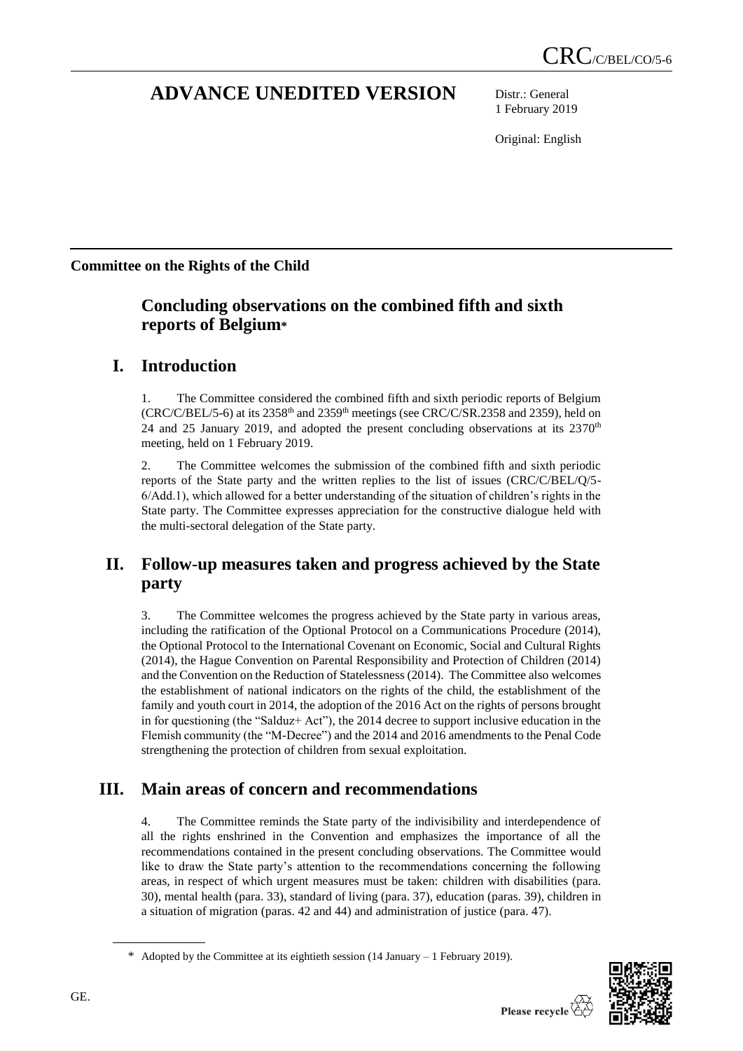CRC/C/BEL/CO/5-6

# ADVANCE UNEDITED VERSION

Distr.: General
1 February 2019

Original: English

**Committee on the Rights of the Child**

## Concluding observations on the combined fifth and sixth reports of Belgium*

## I. Introduction

1. The Committee considered the combined fifth and sixth periodic reports of Belgium (CRC/C/BEL/5-6) at its 2358th and 2359th meetings (see CRC/C/SR.2358 and 2359), held on 24 and 25 January 2019, and adopted the present concluding observations at its 2370th meeting, held on 1 February 2019.

2. The Committee welcomes the submission of the combined fifth and sixth periodic reports of the State party and the written replies to the list of issues (CRC/C/BEL/Q/5-6/Add.1), which allowed for a better understanding of the situation of children's rights in the State party. The Committee expresses appreciation for the constructive dialogue held with the multi-sectoral delegation of the State party.

## II. Follow-up measures taken and progress achieved by the State party

3. The Committee welcomes the progress achieved by the State party in various areas, including the ratification of the Optional Protocol on a Communications Procedure (2014), the Optional Protocol to the International Covenant on Economic, Social and Cultural Rights (2014), the Hague Convention on Parental Responsibility and Protection of Children (2014) and the Convention on the Reduction of Statelessness (2014). The Committee also welcomes the establishment of national indicators on the rights of the child, the establishment of the family and youth court in 2014, the adoption of the 2016 Act on the rights of persons brought in for questioning (the "Salduz+ Act"), the 2014 decree to support inclusive education in the Flemish community (the "M-Decree") and the 2014 and 2016 amendments to the Penal Code strengthening the protection of children from sexual exploitation.

## III. Main areas of concern and recommendations

4. The Committee reminds the State party of the indivisibility and interdependence of all the rights enshrined in the Convention and emphasizes the importance of all the recommendations contained in the present concluding observations. The Committee would like to draw the State party's attention to the recommendations concerning the following areas, in respect of which urgent measures must be taken: children with disabilities (para. 30), mental health (para. 33), standard of living (para. 37), education (paras. 39), children in a situation of migration (paras. 42 and 44) and administration of justice (para. 47).

\* Adopted by the Committee at its eightieth session (14 January – 1 February 2019).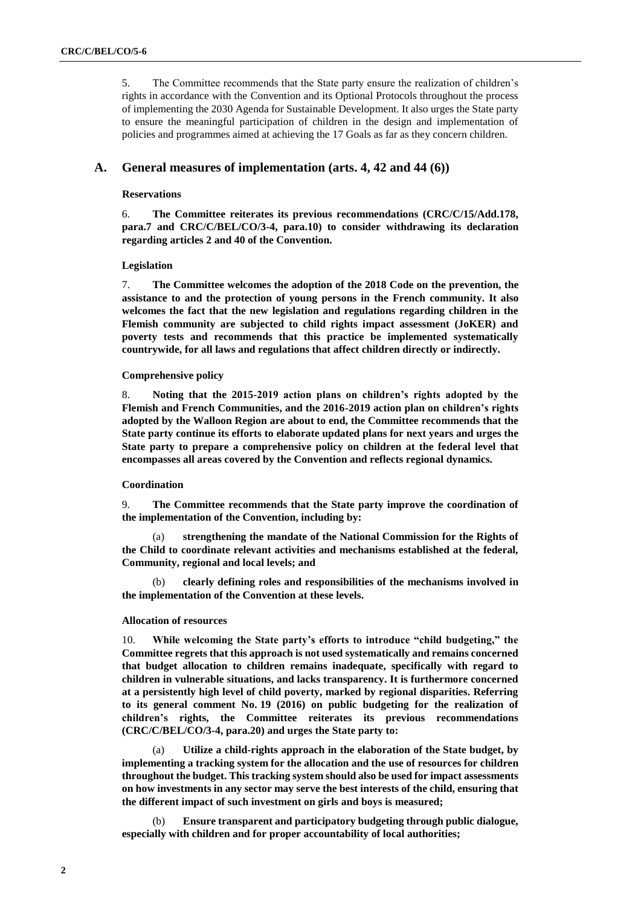5. The Committee recommends that the State party ensure the realization of children's rights in accordance with the Convention and its Optional Protocols throughout the process of implementing the 2030 Agenda for Sustainable Development. It also urges the State party to ensure the meaningful participation of children in the design and implementation of policies and programmes aimed at achieving the 17 Goals as far as they concern children.

## A. General measures of implementation (arts. 4, 42 and 44 (6))

### Reservations

6. **The Committee reiterates its previous recommendations (CRC/C/15/Add.178, para.7 and CRC/C/BEL/CO/3-4, para.10) to consider withdrawing its declaration regarding articles 2 and 40 of the Convention.**

### Legislation

7. **The Committee welcomes the adoption of the 2018 Code on the prevention, the assistance to and the protection of young persons in the French community. It also welcomes the fact that the new legislation and regulations regarding children in the Flemish community are subjected to child rights impact assessment (JoKER) and poverty tests and recommends that this practice be implemented systematically countrywide, for all laws and regulations that affect children directly or indirectly.**

### Comprehensive policy

8. **Noting that the 2015-2019 action plans on children's rights adopted by the Flemish and French Communities, and the 2016-2019 action plan on children's rights adopted by the Walloon Region are about to end, the Committee recommends that the State party continue its efforts to elaborate updated plans for next years and urges the State party to prepare a comprehensive policy on children at the federal level that encompasses all areas covered by the Convention and reflects regional dynamics.**

### Coordination

9. **The Committee recommends that the State party improve the coordination of the implementation of the Convention, including by:**

(a) **strengthening the mandate of the National Commission for the Rights of the Child to coordinate relevant activities and mechanisms established at the federal, Community, regional and local levels; and**

(b) **clearly defining roles and responsibilities of the mechanisms involved in the implementation of the Convention at these levels.**

### Allocation of resources

10. **While welcoming the State party's efforts to introduce "child budgeting," the Committee regrets that this approach is not used systematically and remains concerned that budget allocation to children remains inadequate, specifically with regard to children in vulnerable situations, and lacks transparency. It is furthermore concerned at a persistently high level of child poverty, marked by regional disparities. Referring to its general comment No. 19 (2016) on public budgeting for the realization of children's rights, the Committee reiterates its previous recommendations (CRC/C/BEL/CO/3-4, para.20) and urges the State party to:**

(a) **Utilize a child-rights approach in the elaboration of the State budget, by implementing a tracking system for the allocation and the use of resources for children throughout the budget. This tracking system should also be used for impact assessments on how investments in any sector may serve the best interests of the child, ensuring that the different impact of such investment on girls and boys is measured;**

(b) **Ensure transparent and participatory budgeting through public dialogue, especially with children and for proper accountability of local authorities;**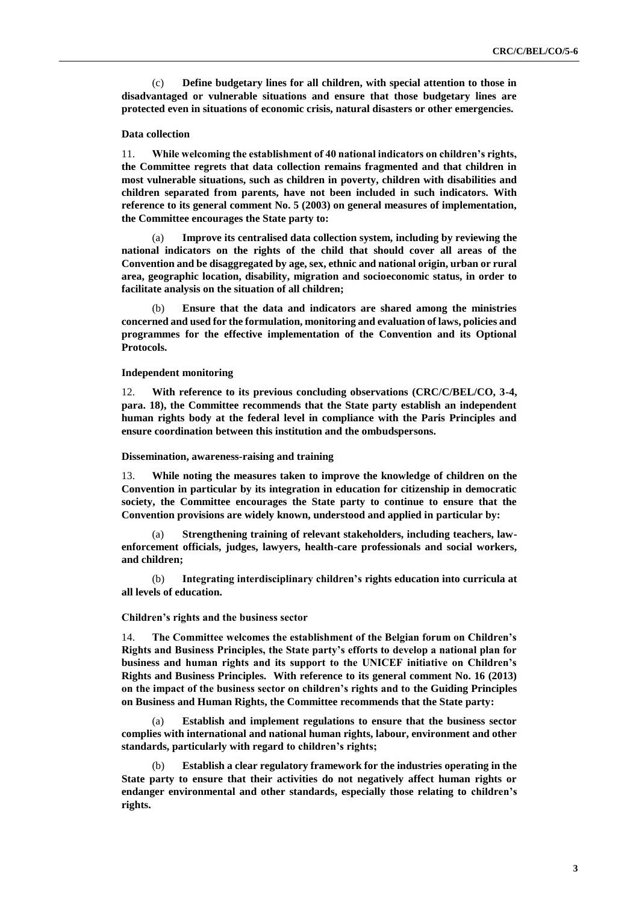(c) **Define budgetary lines for all children, with special attention to those in disadvantaged or vulnerable situations and ensure that those budgetary lines are protected even in situations of economic crisis, natural disasters or other emergencies.**

**Data collection**

11. **While welcoming the establishment of 40 national indicators on children's rights, the Committee regrets that data collection remains fragmented and that children in most vulnerable situations, such as children in poverty, children with disabilities and children separated from parents, have not been included in such indicators. With reference to its general comment No. 5 (2003) on general measures of implementation, the Committee encourages the State party to:**

(a) **Improve its centralised data collection system, including by reviewing the national indicators on the rights of the child that should cover all areas of the Convention and be disaggregated by age, sex, ethnic and national origin, urban or rural area, geographic location, disability, migration and socioeconomic status, in order to facilitate analysis on the situation of all children;**

(b) **Ensure that the data and indicators are shared among the ministries concerned and used for the formulation, monitoring and evaluation of laws, policies and programmes for the effective implementation of the Convention and its Optional Protocols.**

**Independent monitoring**

12. **With reference to its previous concluding observations (CRC/C/BEL/CO, 3-4, para. 18), the Committee recommends that the State party establish an independent human rights body at the federal level in compliance with the Paris Principles and ensure coordination between this institution and the ombudspersons.**

**Dissemination, awareness-raising and training**

13. **While noting the measures taken to improve the knowledge of children on the Convention in particular by its integration in education for citizenship in democratic society, the Committee encourages the State party to continue to ensure that the Convention provisions are widely known, understood and applied in particular by:**

(a) **Strengthening training of relevant stakeholders, including teachers, law-enforcement officials, judges, lawyers, health-care professionals and social workers, and children;**

(b) **Integrating interdisciplinary children's rights education into curricula at all levels of education.**

**Children's rights and the business sector**

14. **The Committee welcomes the establishment of the Belgian forum on Children's Rights and Business Principles, the State party's efforts to develop a national plan for business and human rights and its support to the UNICEF initiative on Children's Rights and Business Principles. With reference to its general comment No. 16 (2013) on the impact of the business sector on children's rights and to the Guiding Principles on Business and Human Rights, the Committee recommends that the State party:**

(a) **Establish and implement regulations to ensure that the business sector complies with international and national human rights, labour, environment and other standards, particularly with regard to children's rights;**

(b) **Establish a clear regulatory framework for the industries operating in the State party to ensure that their activities do not negatively affect human rights or endanger environmental and other standards, especially those relating to children's rights.**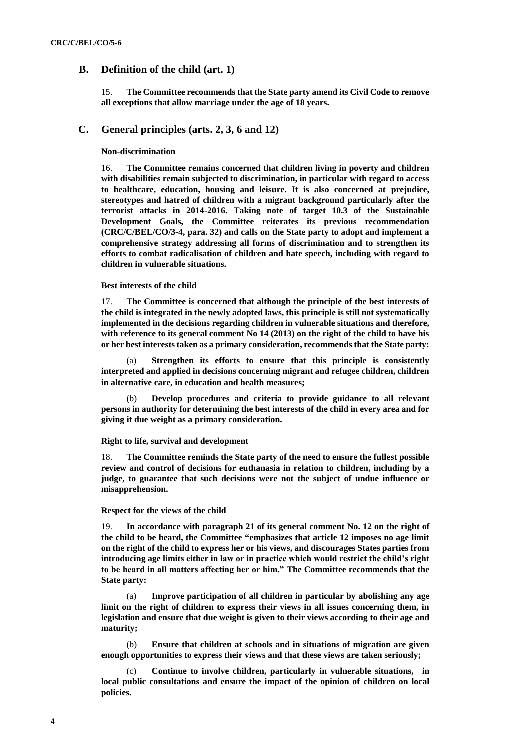## B. Definition of the child (art. 1)

15. **The Committee recommends that the State party amend its Civil Code to remove all exceptions that allow marriage under the age of 18 years.**

## C. General principles (arts. 2, 3, 6 and 12)

#### Non-discrimination

16. **The Committee remains concerned that children living in poverty and children with disabilities remain subjected to discrimination, in particular with regard to access to healthcare, education, housing and leisure. It is also concerned at prejudice, stereotypes and hatred of children with a migrant background particularly after the terrorist attacks in 2014-2016. Taking note of target 10.3 of the Sustainable Development Goals, the Committee reiterates its previous recommendation (CRC/C/BEL/CO/3-4, para. 32) and calls on the State party to adopt and implement a comprehensive strategy addressing all forms of discrimination and to strengthen its efforts to combat radicalisation of children and hate speech, including with regard to children in vulnerable situations.**

#### Best interests of the child

17. **The Committee is concerned that although the principle of the best interests of the child is integrated in the newly adopted laws, this principle is still not systematically implemented in the decisions regarding children in vulnerable situations and therefore, with reference to its general comment No 14 (2013) on the right of the child to have his or her best interests taken as a primary consideration, recommends that the State party:**

(a) **Strengthen its efforts to ensure that this principle is consistently interpreted and applied in decisions concerning migrant and refugee children, children in alternative care, in education and health measures;**

(b) **Develop procedures and criteria to provide guidance to all relevant persons in authority for determining the best interests of the child in every area and for giving it due weight as a primary consideration.**

#### Right to life, survival and development

18. **The Committee reminds the State party of the need to ensure the fullest possible review and control of decisions for euthanasia in relation to children, including by a judge, to guarantee that such decisions were not the subject of undue influence or misapprehension.**

#### Respect for the views of the child

19. **In accordance with paragraph 21 of its general comment No. 12 on the right of the child to be heard, the Committee "emphasizes that article 12 imposes no age limit on the right of the child to express her or his views, and discourages States parties from introducing age limits either in law or in practice which would restrict the child's right to be heard in all matters affecting her or him." The Committee recommends that the State party:**

(a) **Improve participation of all children in particular by abolishing any age limit on the right of children to express their views in all issues concerning them, in legislation and ensure that due weight is given to their views according to their age and maturity;**

(b) **Ensure that children at schools and in situations of migration are given enough opportunities to express their views and that these views are taken seriously;**

(c) **Continue to involve children, particularly in vulnerable situations, in local public consultations and ensure the impact of the opinion of children on local policies.**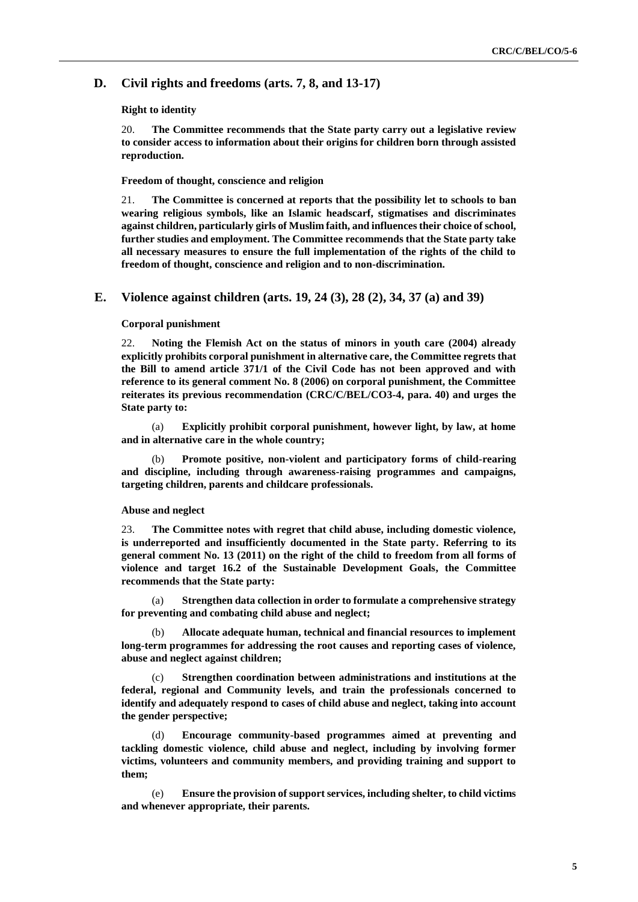## D. Civil rights and freedoms (arts. 7, 8, and 13-17)

### Right to identity

20. **The Committee recommends that the State party carry out a legislative review to consider access to information about their origins for children born through assisted reproduction.**

### Freedom of thought, conscience and religion

21. **The Committee is concerned at reports that the possibility let to schools to ban wearing religious symbols, like an Islamic headscarf, stigmatises and discriminates against children, particularly girls of Muslim faith, and influences their choice of school, further studies and employment. The Committee recommends that the State party take all necessary measures to ensure the full implementation of the rights of the child to freedom of thought, conscience and religion and to non-discrimination.**

## E. Violence against children (arts. 19, 24 (3), 28 (2), 34, 37 (a) and 39)

### Corporal punishment

22. **Noting the Flemish Act on the status of minors in youth care (2004) already explicitly prohibits corporal punishment in alternative care, the Committee regrets that the Bill to amend article 371/1 of the Civil Code has not been approved and with reference to its general comment No. 8 (2006) on corporal punishment, the Committee reiterates its previous recommendation (CRC/C/BEL/CO3-4, para. 40) and urges the State party to:**

(a) **Explicitly prohibit corporal punishment, however light, by law, at home and in alternative care in the whole country;**

(b) **Promote positive, non-violent and participatory forms of child-rearing and discipline, including through awareness-raising programmes and campaigns, targeting children, parents and childcare professionals.**

### Abuse and neglect

23. **The Committee notes with regret that child abuse, including domestic violence, is underreported and insufficiently documented in the State party. Referring to its general comment No. 13 (2011) on the right of the child to freedom from all forms of violence and target 16.2 of the Sustainable Development Goals, the Committee recommends that the State party:**

(a) **Strengthen data collection in order to formulate a comprehensive strategy for preventing and combating child abuse and neglect;**

(b) **Allocate adequate human, technical and financial resources to implement long-term programmes for addressing the root causes and reporting cases of violence, abuse and neglect against children;**

(c) **Strengthen coordination between administrations and institutions at the federal, regional and Community levels, and train the professionals concerned to identify and adequately respond to cases of child abuse and neglect, taking into account the gender perspective;**

(d) **Encourage community-based programmes aimed at preventing and tackling domestic violence, child abuse and neglect, including by involving former victims, volunteers and community members, and providing training and support to them;**

(e) **Ensure the provision of support services, including shelter, to child victims and whenever appropriate, their parents.**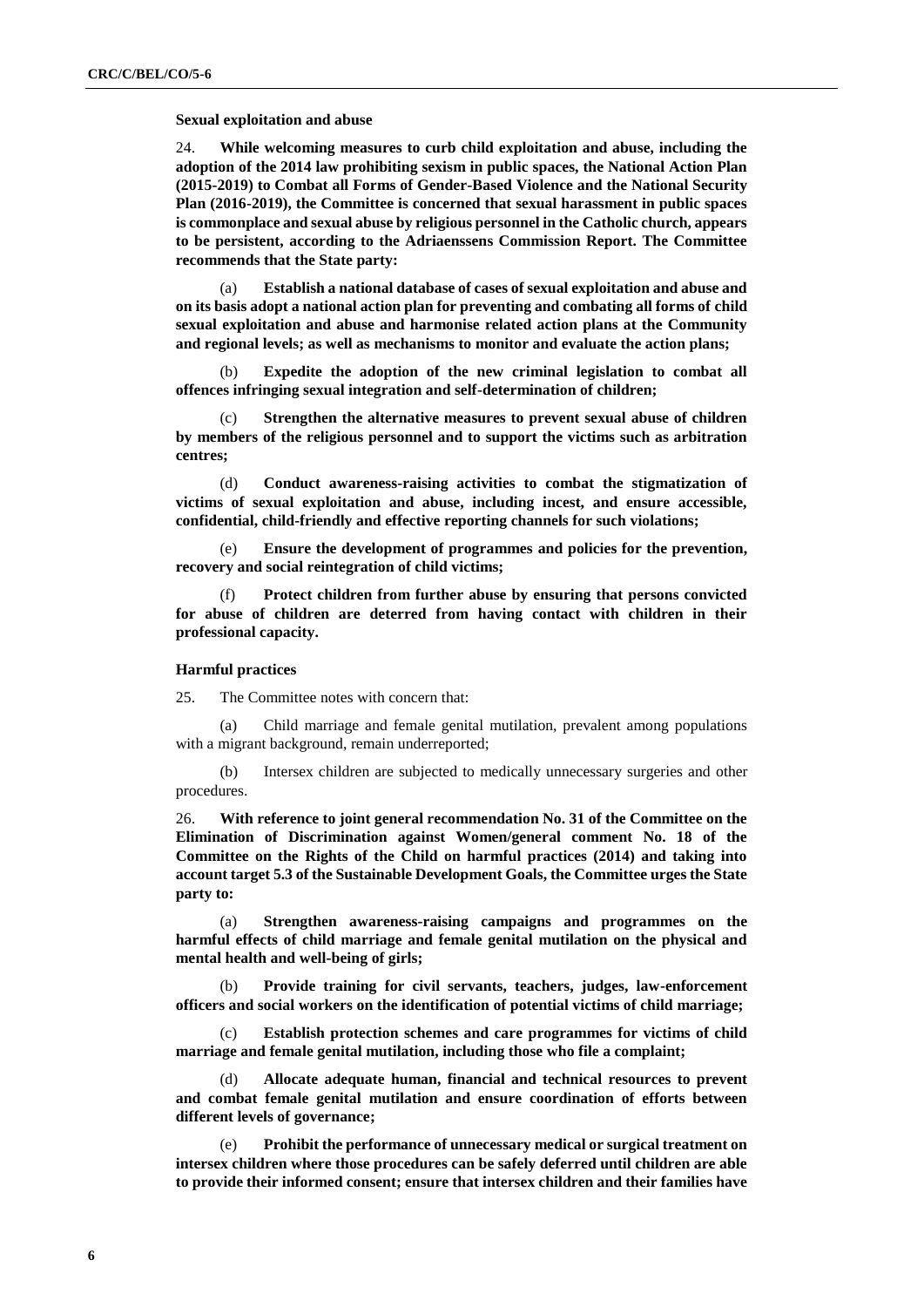**Sexual exploitation and abuse**

24. **While welcoming measures to curb child exploitation and abuse, including the adoption of the 2014 law prohibiting sexism in public spaces, the National Action Plan (2015-2019) to Combat all Forms of Gender-Based Violence and the National Security Plan (2016-2019), the Committee is concerned that sexual harassment in public spaces is commonplace and sexual abuse by religious personnel in the Catholic church, appears to be persistent, according to the Adriaenssens Commission Report. The Committee recommends that the State party:**

(a) **Establish a national database of cases of sexual exploitation and abuse and on its basis adopt a national action plan for preventing and combating all forms of child sexual exploitation and abuse and harmonise related action plans at the Community and regional levels; as well as mechanisms to monitor and evaluate the action plans;**

(b) **Expedite the adoption of the new criminal legislation to combat all offences infringing sexual integration and self-determination of children;**

(c) **Strengthen the alternative measures to prevent sexual abuse of children by members of the religious personnel and to support the victims such as arbitration centres;**

(d) **Conduct awareness-raising activities to combat the stigmatization of victims of sexual exploitation and abuse, including incest, and ensure accessible, confidential, child-friendly and effective reporting channels for such violations;**

(e) **Ensure the development of programmes and policies for the prevention, recovery and social reintegration of child victims;**

(f) **Protect children from further abuse by ensuring that persons convicted for abuse of children are deterred from having contact with children in their professional capacity.**

**Harmful practices**

25. The Committee notes with concern that:

(a) Child marriage and female genital mutilation, prevalent among populations with a migrant background, remain underreported;

(b) Intersex children are subjected to medically unnecessary surgeries and other procedures.

26. **With reference to joint general recommendation No. 31 of the Committee on the Elimination of Discrimination against Women/general comment No. 18 of the Committee on the Rights of the Child on harmful practices (2014) and taking into account target 5.3 of the Sustainable Development Goals, the Committee urges the State party to:**

(a) **Strengthen awareness-raising campaigns and programmes on the harmful effects of child marriage and female genital mutilation on the physical and mental health and well-being of girls;**

(b) **Provide training for civil servants, teachers, judges, law-enforcement officers and social workers on the identification of potential victims of child marriage;**

(c) **Establish protection schemes and care programmes for victims of child marriage and female genital mutilation, including those who file a complaint;**

(d) **Allocate adequate human, financial and technical resources to prevent and combat female genital mutilation and ensure coordination of efforts between different levels of governance;**

(e) **Prohibit the performance of unnecessary medical or surgical treatment on intersex children where those procedures can be safely deferred until children are able to provide their informed consent; ensure that intersex children and their families have**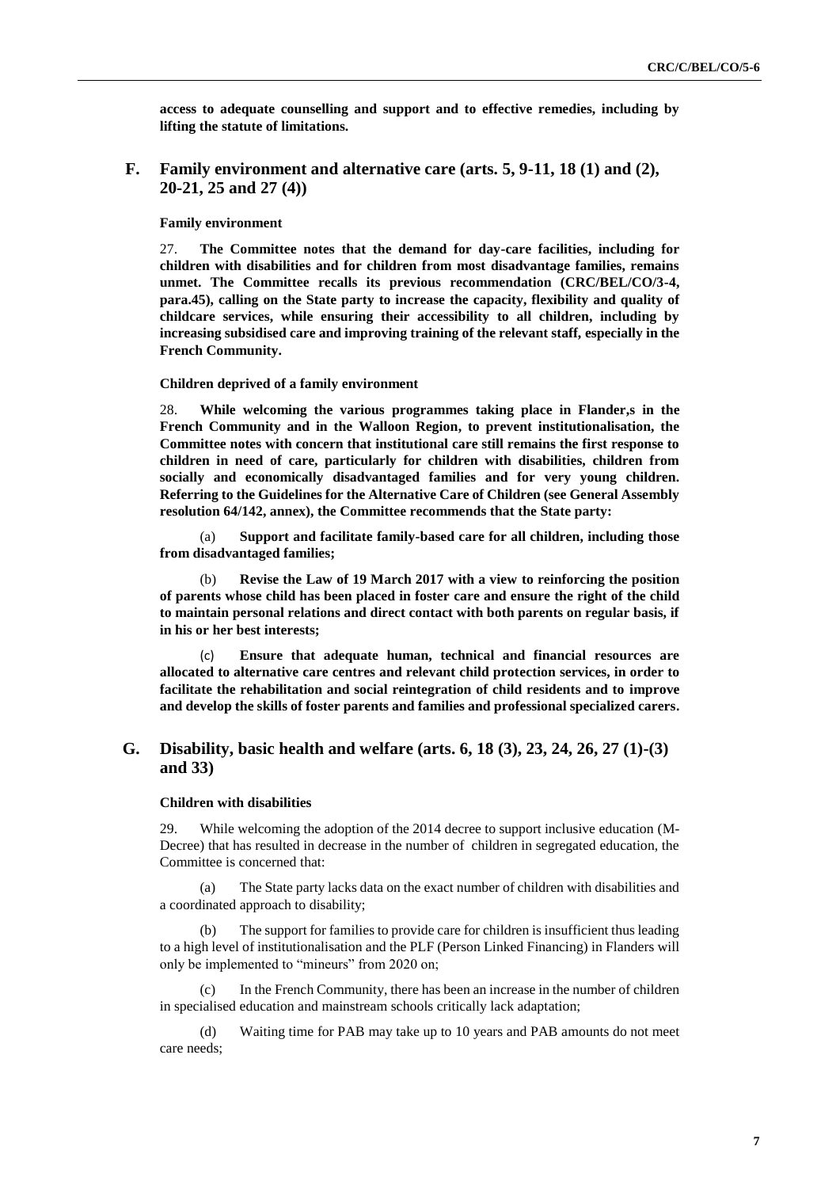**access to adequate counselling and support and to effective remedies, including by lifting the statute of limitations.**

## F. Family environment and alternative care (arts. 5, 9-11, 18 (1) and (2), 20-21, 25 and 27 (4))

### Family environment

27. **The Committee notes that the demand for day-care facilities, including for children with disabilities and for children from most disadvantage families, remains unmet. The Committee recalls its previous recommendation (CRC/BEL/CO/3-4, para.45), calling on the State party to increase the capacity, flexibility and quality of childcare services, while ensuring their accessibility to all children, including by increasing subsidised care and improving training of the relevant staff, especially in the French Community.**

### Children deprived of a family environment

28. **While welcoming the various programmes taking place in Flander,s in the French Community and in the Walloon Region, to prevent institutionalisation, the Committee notes with concern that institutional care still remains the first response to children in need of care, particularly for children with disabilities, children from socially and economically disadvantaged families and for very young children. Referring to the Guidelines for the Alternative Care of Children (see General Assembly resolution 64/142, annex), the Committee recommends that the State party:**

(a) **Support and facilitate family-based care for all children, including those from disadvantaged families;**

(b) **Revise the Law of 19 March 2017 with a view to reinforcing the position of parents whose child has been placed in foster care and ensure the right of the child to maintain personal relations and direct contact with both parents on regular basis, if in his or her best interests;**

(c) **Ensure that adequate human, technical and financial resources are allocated to alternative care centres and relevant child protection services, in order to facilitate the rehabilitation and social reintegration of child residents and to improve and develop the skills of foster parents and families and professional specialized carers.**

## G. Disability, basic health and welfare (arts. 6, 18 (3), 23, 24, 26, 27 (1)-(3) and 33)

### Children with disabilities

29. While welcoming the adoption of the 2014 decree to support inclusive education (M-Decree) that has resulted in decrease in the number of children in segregated education, the Committee is concerned that:

(a) The State party lacks data on the exact number of children with disabilities and a coordinated approach to disability;

(b) The support for families to provide care for children is insufficient thus leading to a high level of institutionalisation and the PLF (Person Linked Financing) in Flanders will only be implemented to "mineurs" from 2020 on;

(c) In the French Community, there has been an increase in the number of children in specialised education and mainstream schools critically lack adaptation;

(d) Waiting time for PAB may take up to 10 years and PAB amounts do not meet care needs;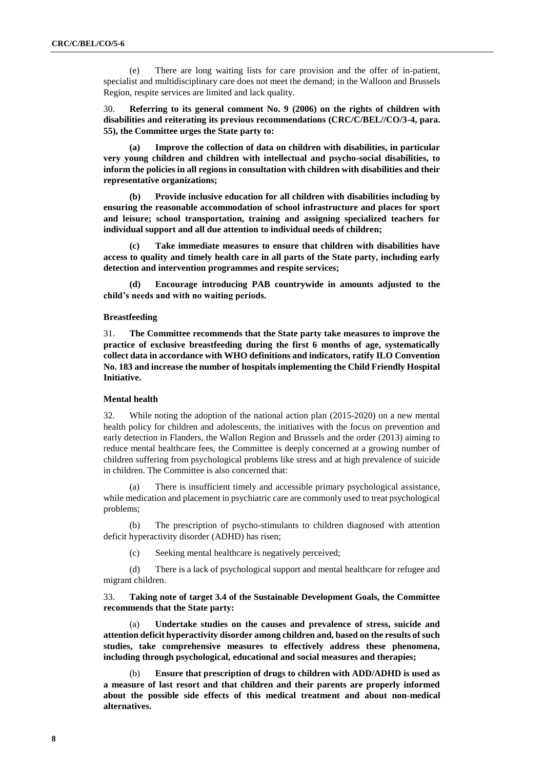(e) There are long waiting lists for care provision and the offer of in-patient, specialist and multidisciplinary care does not meet the demand; in the Walloon and Brussels Region, respite services are limited and lack quality.

30. **Referring to its general comment No. 9 (2006) on the rights of children with disabilities and reiterating its previous recommendations (CRC/C/BEL//CO/3-4, para. 55), the Committee urges the State party to:**

**(a) Improve the collection of data on children with disabilities, in particular very young children and children with intellectual and psycho-social disabilities, to inform the policies in all regions in consultation with children with disabilities and their representative organizations;**

**(b) Provide inclusive education for all children with disabilities including by ensuring the reasonable accommodation of school infrastructure and places for sport and leisure; school transportation, training and assigning specialized teachers for individual support and all due attention to individual needs of children;**

**(c) Take immediate measures to ensure that children with disabilities have access to quality and timely health care in all parts of the State party, including early detection and intervention programmes and respite services;**

**(d) Encourage introducing PAB countrywide in amounts adjusted to the child's needs and with no waiting periods.**

#### Breastfeeding

31. **The Committee recommends that the State party take measures to improve the practice of exclusive breastfeeding during the first 6 months of age, systematically collect data in accordance with WHO definitions and indicators, ratify ILO Convention No. 183 and increase the number of hospitals implementing the Child Friendly Hospital Initiative.**

#### Mental health

32. While noting the adoption of the national action plan (2015-2020) on a new mental health policy for children and adolescents, the initiatives with the focus on prevention and early detection in Flanders, the Wallon Region and Brussels and the order (2013) aiming to reduce mental healthcare fees, the Committee is deeply concerned at a growing number of children suffering from psychological problems like stress and at high prevalence of suicide in children. The Committee is also concerned that:

(a) There is insufficient timely and accessible primary psychological assistance, while medication and placement in psychiatric care are commonly used to treat psychological problems;

(b) The prescription of psycho-stimulants to children diagnosed with attention deficit hyperactivity disorder (ADHD) has risen;

(c) Seeking mental healthcare is negatively perceived;

(d) There is a lack of psychological support and mental healthcare for refugee and migrant children.

33. **Taking note of target 3.4 of the Sustainable Development Goals, the Committee recommends that the State party:**

(a) **Undertake studies on the causes and prevalence of stress, suicide and attention deficit hyperactivity disorder among children and, based on the results of such studies, take comprehensive measures to effectively address these phenomena, including through psychological, educational and social measures and therapies;**

(b) **Ensure that prescription of drugs to children with ADD/ADHD is used as a measure of last resort and that children and their parents are properly informed about the possible side effects of this medical treatment and about non-medical alternatives.**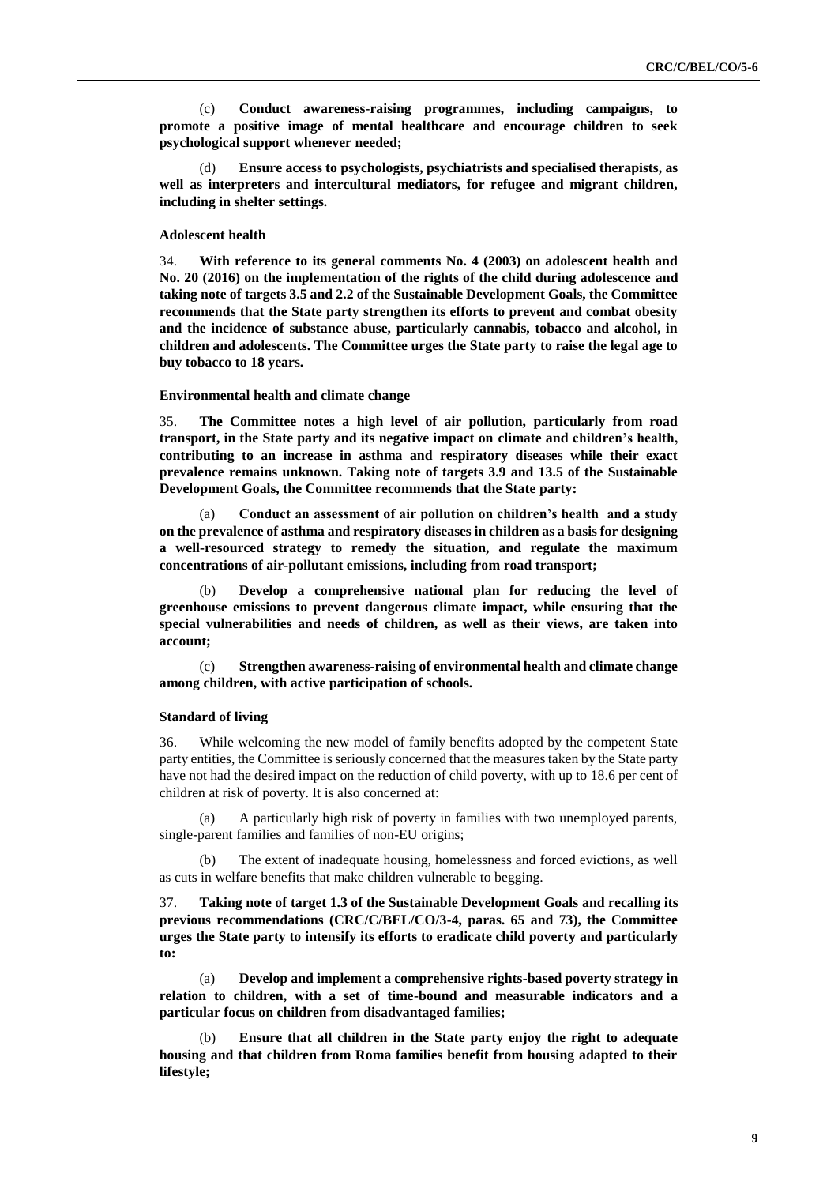(c) **Conduct awareness-raising programmes, including campaigns, to promote a positive image of mental healthcare and encourage children to seek psychological support whenever needed;**

(d) **Ensure access to psychologists, psychiatrists and specialised therapists, as well as interpreters and intercultural mediators, for refugee and migrant children, including in shelter settings.**

### Adolescent health

34. **With reference to its general comments No. 4 (2003) on adolescent health and No. 20 (2016) on the implementation of the rights of the child during adolescence and taking note of targets 3.5 and 2.2 of the Sustainable Development Goals, the Committee recommends that the State party strengthen its efforts to prevent and combat obesity and the incidence of substance abuse, particularly cannabis, tobacco and alcohol, in children and adolescents. The Committee urges the State party to raise the legal age to buy tobacco to 18 years.**

### Environmental health and climate change

35. **The Committee notes a high level of air pollution, particularly from road transport, in the State party and its negative impact on climate and children's health, contributing to an increase in asthma and respiratory diseases while their exact prevalence remains unknown. Taking note of targets 3.9 and 13.5 of the Sustainable Development Goals, the Committee recommends that the State party:**

(a) **Conduct an assessment of air pollution on children's health and a study on the prevalence of asthma and respiratory diseases in children as a basis for designing a well-resourced strategy to remedy the situation, and regulate the maximum concentrations of air-pollutant emissions, including from road transport;**

(b) **Develop a comprehensive national plan for reducing the level of greenhouse emissions to prevent dangerous climate impact, while ensuring that the special vulnerabilities and needs of children, as well as their views, are taken into account;**

(c) **Strengthen awareness-raising of environmental health and climate change among children, with active participation of schools.**

### Standard of living

36. While welcoming the new model of family benefits adopted by the competent State party entities, the Committee is seriously concerned that the measures taken by the State party have not had the desired impact on the reduction of child poverty, with up to 18.6 per cent of children at risk of poverty. It is also concerned at:

(a) A particularly high risk of poverty in families with two unemployed parents, single-parent families and families of non-EU origins;

(b) The extent of inadequate housing, homelessness and forced evictions, as well as cuts in welfare benefits that make children vulnerable to begging.

37. **Taking note of target 1.3 of the Sustainable Development Goals and recalling its previous recommendations (CRC/C/BEL/CO/3-4, paras. 65 and 73), the Committee urges the State party to intensify its efforts to eradicate child poverty and particularly to:**

(a) **Develop and implement a comprehensive rights-based poverty strategy in relation to children, with a set of time-bound and measurable indicators and a particular focus on children from disadvantaged families;**

(b) **Ensure that all children in the State party enjoy the right to adequate housing and that children from Roma families benefit from housing adapted to their lifestyle;**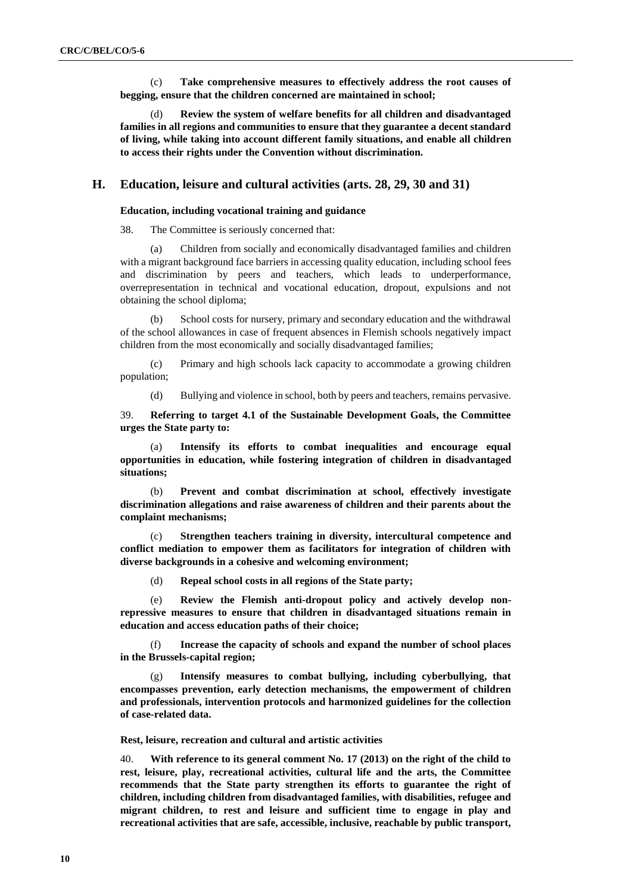(c) **Take comprehensive measures to effectively address the root causes of begging, ensure that the children concerned are maintained in school;**

(d) **Review the system of welfare benefits for all children and disadvantaged families in all regions and communities to ensure that they guarantee a decent standard of living, while taking into account different family situations, and enable all children to access their rights under the Convention without discrimination.**

## H. Education, leisure and cultural activities (arts. 28, 29, 30 and 31)

### Education, including vocational training and guidance

38. The Committee is seriously concerned that:

(a) Children from socially and economically disadvantaged families and children with a migrant background face barriers in accessing quality education, including school fees and discrimination by peers and teachers, which leads to underperformance, overrepresentation in technical and vocational education, dropout, expulsions and not obtaining the school diploma;

(b) School costs for nursery, primary and secondary education and the withdrawal of the school allowances in case of frequent absences in Flemish schools negatively impact children from the most economically and socially disadvantaged families;

(c) Primary and high schools lack capacity to accommodate a growing children population;

(d) Bullying and violence in school, both by peers and teachers, remains pervasive.

39. **Referring to target 4.1 of the Sustainable Development Goals, the Committee urges the State party to:**

(a) **Intensify its efforts to combat inequalities and encourage equal opportunities in education, while fostering integration of children in disadvantaged situations;**

(b) **Prevent and combat discrimination at school, effectively investigate discrimination allegations and raise awareness of children and their parents about the complaint mechanisms;**

(c) **Strengthen teachers training in diversity, intercultural competence and conflict mediation to empower them as facilitators for integration of children with diverse backgrounds in a cohesive and welcoming environment;**

(d) **Repeal school costs in all regions of the State party;**

(e) **Review the Flemish anti-dropout policy and actively develop non-repressive measures to ensure that children in disadvantaged situations remain in education and access education paths of their choice;**

(f) **Increase the capacity of schools and expand the number of school places in the Brussels-capital region;**

(g) **Intensify measures to combat bullying, including cyberbullying, that encompasses prevention, early detection mechanisms, the empowerment of children and professionals, intervention protocols and harmonized guidelines for the collection of case-related data.**

### Rest, leisure, recreation and cultural and artistic activities

40. **With reference to its general comment No. 17 (2013) on the right of the child to rest, leisure, play, recreational activities, cultural life and the arts, the Committee recommends that the State party strengthen its efforts to guarantee the right of children, including children from disadvantaged families, with disabilities, refugee and migrant children, to rest and leisure and sufficient time to engage in play and recreational activities that are safe, accessible, inclusive, reachable by public transport,**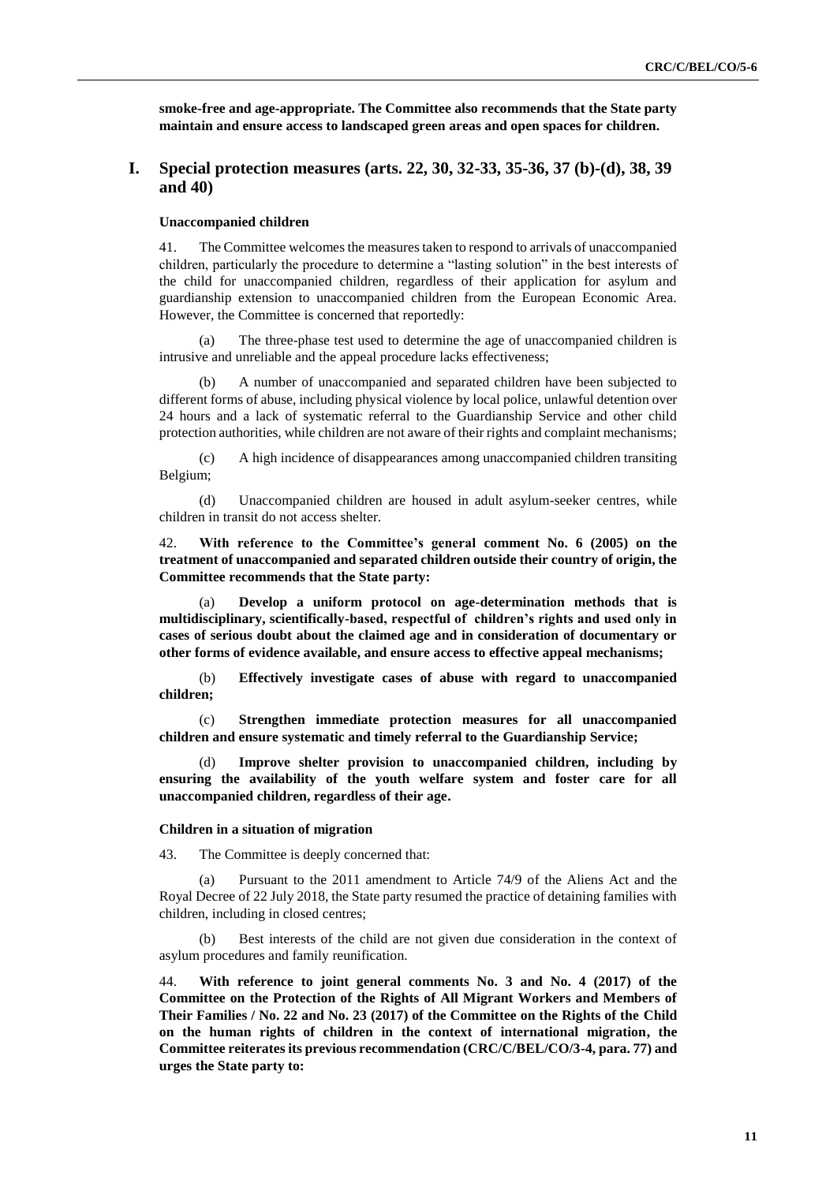**smoke-free and age-appropriate. The Committee also recommends that the State party maintain and ensure access to landscaped green areas and open spaces for children.**

## I. Special protection measures (arts. 22, 30, 32-33, 35-36, 37 (b)-(d), 38, 39 and 40)

### Unaccompanied children

41. The Committee welcomes the measures taken to respond to arrivals of unaccompanied children, particularly the procedure to determine a "lasting solution" in the best interests of the child for unaccompanied children, regardless of their application for asylum and guardianship extension to unaccompanied children from the European Economic Area. However, the Committee is concerned that reportedly:

(a) The three-phase test used to determine the age of unaccompanied children is intrusive and unreliable and the appeal procedure lacks effectiveness;

(b) A number of unaccompanied and separated children have been subjected to different forms of abuse, including physical violence by local police, unlawful detention over 24 hours and a lack of systematic referral to the Guardianship Service and other child protection authorities, while children are not aware of their rights and complaint mechanisms;

(c) A high incidence of disappearances among unaccompanied children transiting Belgium;

(d) Unaccompanied children are housed in adult asylum-seeker centres, while children in transit do not access shelter.

42. **With reference to the Committee's general comment No. 6 (2005) on the treatment of unaccompanied and separated children outside their country of origin, the Committee recommends that the State party:**

(a) **Develop a uniform protocol on age-determination methods that is multidisciplinary, scientifically-based, respectful of children's rights and used only in cases of serious doubt about the claimed age and in consideration of documentary or other forms of evidence available, and ensure access to effective appeal mechanisms;**

(b) **Effectively investigate cases of abuse with regard to unaccompanied children;**

(c) **Strengthen immediate protection measures for all unaccompanied children and ensure systematic and timely referral to the Guardianship Service;**

(d) **Improve shelter provision to unaccompanied children, including by ensuring the availability of the youth welfare system and foster care for all unaccompanied children, regardless of their age.**

### Children in a situation of migration

43. The Committee is deeply concerned that:

(a) Pursuant to the 2011 amendment to Article 74/9 of the Aliens Act and the Royal Decree of 22 July 2018, the State party resumed the practice of detaining families with children, including in closed centres;

(b) Best interests of the child are not given due consideration in the context of asylum procedures and family reunification.

44. **With reference to joint general comments No. 3 and No. 4 (2017) of the Committee on the Protection of the Rights of All Migrant Workers and Members of Their Families / No. 22 and No. 23 (2017) of the Committee on the Rights of the Child on the human rights of children in the context of international migration, the Committee reiterates its previous recommendation (CRC/C/BEL/CO/3-4, para. 77) and urges the State party to:**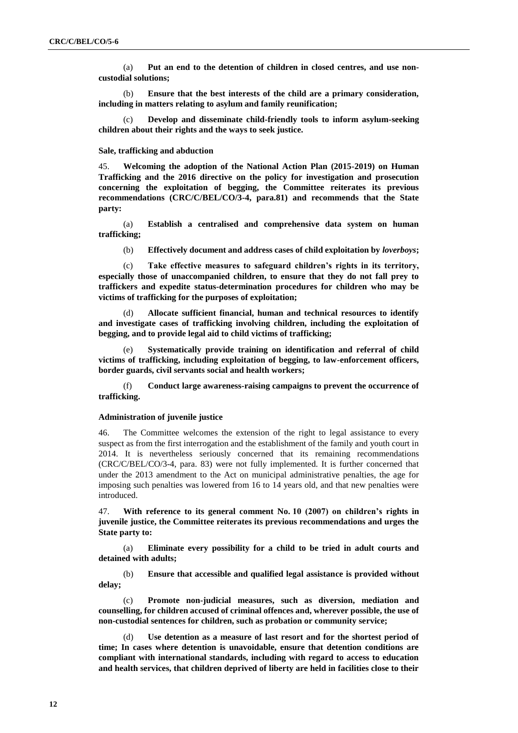(a) **Put an end to the detention of children in closed centres, and use non-custodial solutions;**

(b) **Ensure that the best interests of the child are a primary consideration, including in matters relating to asylum and family reunification;**

(c) **Develop and disseminate child-friendly tools to inform asylum-seeking children about their rights and the ways to seek justice.**

### Sale, trafficking and abduction

45. **Welcoming the adoption of the National Action Plan (2015-2019) on Human Trafficking and the 2016 directive on the policy for investigation and prosecution concerning the exploitation of begging, the Committee reiterates its previous recommendations (CRC/C/BEL/CO/3-4, para.81) and recommends that the State party:**

(a) **Establish a centralised and comprehensive data system on human trafficking;**

(b) **Effectively document and address cases of child exploitation by *loverboys*;**

(c) **Take effective measures to safeguard children's rights in its territory, especially those of unaccompanied children, to ensure that they do not fall prey to traffickers and expedite status-determination procedures for children who may be victims of trafficking for the purposes of exploitation;**

(d) **Allocate sufficient financial, human and technical resources to identify and investigate cases of trafficking involving children, including the exploitation of begging, and to provide legal aid to child victims of trafficking;**

(e) **Systematically provide training on identification and referral of child victims of trafficking, including exploitation of begging, to law-enforcement officers, border guards, civil servants social and health workers;**

(f) **Conduct large awareness-raising campaigns to prevent the occurrence of trafficking.**

### Administration of juvenile justice

46. The Committee welcomes the extension of the right to legal assistance to every suspect as from the first interrogation and the establishment of the family and youth court in 2014. It is nevertheless seriously concerned that its remaining recommendations (CRC/C/BEL/CO/3-4, para. 83) were not fully implemented. It is further concerned that under the 2013 amendment to the Act on municipal administrative penalties, the age for imposing such penalties was lowered from 16 to 14 years old, and that new penalties were introduced.

47. **With reference to its general comment No. 10 (2007) on children's rights in juvenile justice, the Committee reiterates its previous recommendations and urges the State party to:**

(a) **Eliminate every possibility for a child to be tried in adult courts and detained with adults;**

(b) **Ensure that accessible and qualified legal assistance is provided without delay;**

(c) **Promote non-judicial measures, such as diversion, mediation and counselling, for children accused of criminal offences and, wherever possible, the use of non-custodial sentences for children, such as probation or community service;**

(d) **Use detention as a measure of last resort and for the shortest period of time; In cases where detention is unavoidable, ensure that detention conditions are compliant with international standards, including with regard to access to education and health services, that children deprived of liberty are held in facilities close to their**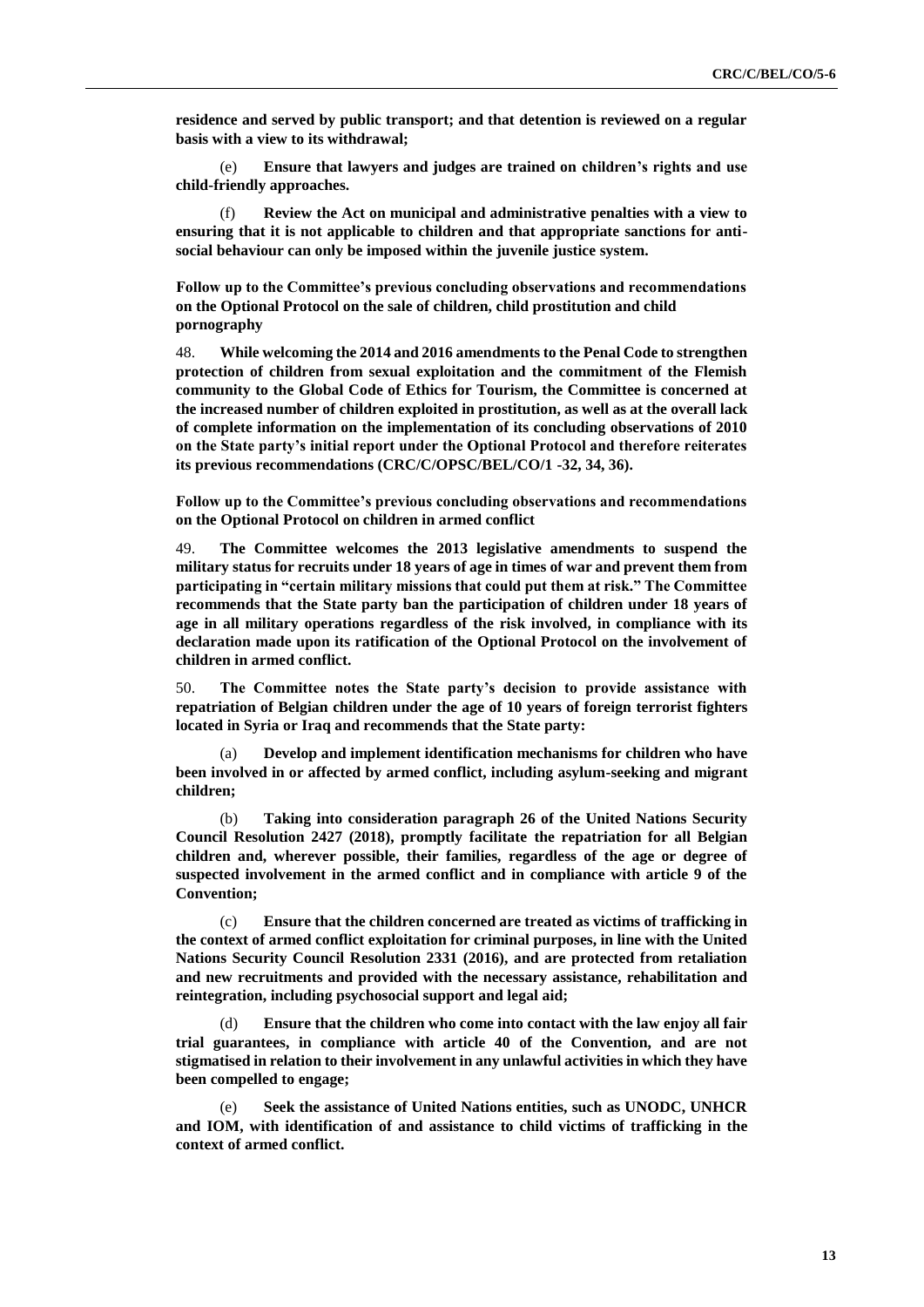**residence and served by public transport; and that detention is reviewed on a regular basis with a view to its withdrawal;**

(e) **Ensure that lawyers and judges are trained on children's rights and use child-friendly approaches.**

(f) **Review the Act on municipal and administrative penalties with a view to ensuring that it is not applicable to children and that appropriate sanctions for anti-social behaviour can only be imposed within the juvenile justice system.**

### Follow up to the Committee's previous concluding observations and recommendations on the Optional Protocol on the sale of children, child prostitution and child pornography

48. **While welcoming the 2014 and 2016 amendments to the Penal Code to strengthen protection of children from sexual exploitation and the commitment of the Flemish community to the Global Code of Ethics for Tourism, the Committee is concerned at the increased number of children exploited in prostitution, as well as at the overall lack of complete information on the implementation of its concluding observations of 2010 on the State party's initial report under the Optional Protocol and therefore reiterates its previous recommendations (CRC/C/OPSC/BEL/CO/1 -32, 34, 36).**

### Follow up to the Committee's previous concluding observations and recommendations on the Optional Protocol on children in armed conflict

49. **The Committee welcomes the 2013 legislative amendments to suspend the military status for recruits under 18 years of age in times of war and prevent them from participating in "certain military missions that could put them at risk." The Committee recommends that the State party ban the participation of children under 18 years of age in all military operations regardless of the risk involved, in compliance with its declaration made upon its ratification of the Optional Protocol on the involvement of children in armed conflict.**

50. **The Committee notes the State party's decision to provide assistance with repatriation of Belgian children under the age of 10 years of foreign terrorist fighters located in Syria or Iraq and recommends that the State party:**

(a) **Develop and implement identification mechanisms for children who have been involved in or affected by armed conflict, including asylum-seeking and migrant children;**

(b) **Taking into consideration paragraph 26 of the United Nations Security Council Resolution 2427 (2018), promptly facilitate the repatriation for all Belgian children and, wherever possible, their families, regardless of the age or degree of suspected involvement in the armed conflict and in compliance with article 9 of the Convention;**

(c) **Ensure that the children concerned are treated as victims of trafficking in the context of armed conflict exploitation for criminal purposes, in line with the United Nations Security Council Resolution 2331 (2016), and are protected from retaliation and new recruitments and provided with the necessary assistance, rehabilitation and reintegration, including psychosocial support and legal aid;**

(d) **Ensure that the children who come into contact with the law enjoy all fair trial guarantees, in compliance with article 40 of the Convention, and are not stigmatised in relation to their involvement in any unlawful activities in which they have been compelled to engage;**

(e) **Seek the assistance of United Nations entities, such as UNODC, UNHCR and IOM, with identification of and assistance to child victims of trafficking in the context of armed conflict.**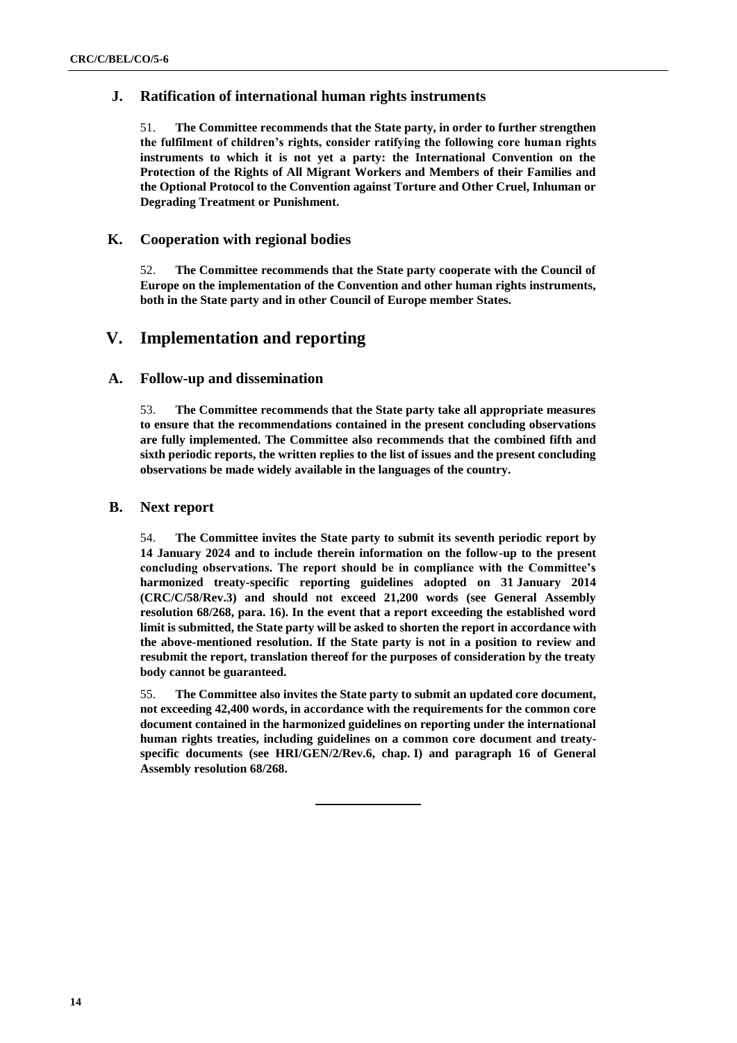## J. Ratification of international human rights instruments

51. **The Committee recommends that the State party, in order to further strengthen the fulfilment of children's rights, consider ratifying the following core human rights instruments to which it is not yet a party: the International Convention on the Protection of the Rights of All Migrant Workers and Members of their Families and the Optional Protocol to the Convention against Torture and Other Cruel, Inhuman or Degrading Treatment or Punishment.**

## K. Cooperation with regional bodies

52. **The Committee recommends that the State party cooperate with the Council of Europe on the implementation of the Convention and other human rights instruments, both in the State party and in other Council of Europe member States.**

# V. Implementation and reporting

## A. Follow-up and dissemination

53. **The Committee recommends that the State party take all appropriate measures to ensure that the recommendations contained in the present concluding observations are fully implemented. The Committee also recommends that the combined fifth and sixth periodic reports, the written replies to the list of issues and the present concluding observations be made widely available in the languages of the country.**

## B. Next report

54. **The Committee invites the State party to submit its seventh periodic report by 14 January 2024 and to include therein information on the follow-up to the present concluding observations. The report should be in compliance with the Committee's harmonized treaty-specific reporting guidelines adopted on 31 January 2014 (CRC/C/58/Rev.3) and should not exceed 21,200 words (see General Assembly resolution 68/268, para. 16). In the event that a report exceeding the established word limit is submitted, the State party will be asked to shorten the report in accordance with the above-mentioned resolution. If the State party is not in a position to review and resubmit the report, translation thereof for the purposes of consideration by the treaty body cannot be guaranteed.**

55. **The Committee also invites the State party to submit an updated core document, not exceeding 42,400 words, in accordance with the requirements for the common core document contained in the harmonized guidelines on reporting under the international human rights treaties, including guidelines on a common core document and treaty-specific documents (see HRI/GEN/2/Rev.6, chap. I) and paragraph 16 of General Assembly resolution 68/268.**